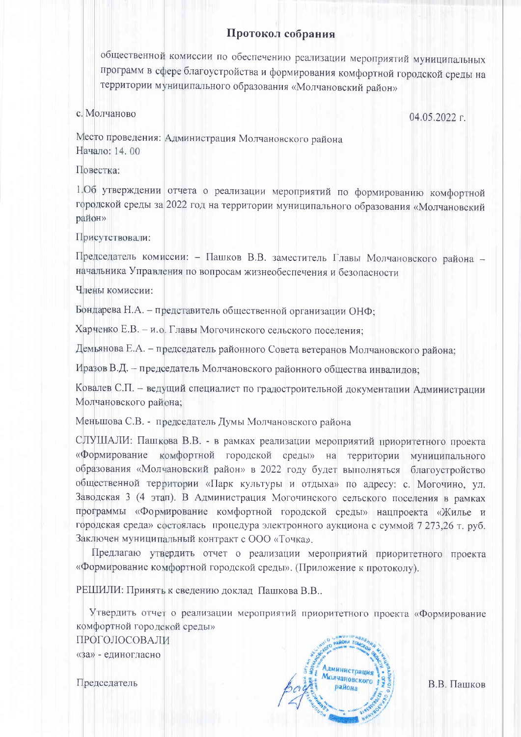# Протокол собрания

общественной комиссии по обеспечению реализации мероприятий муниципальных программ в сфере благоустройства и формирования комфортной городской среды на территории муниципального образования «Молчановский район»

с. Молчаново 04.05.2022 г.

Место проведения: Администрация Молчановского района
Начало: 14. 00

Повестка:

1.Об утверждении отчета о реализации мероприятий по формированию комфортной городской среды за 2022 год на территории муниципального образования «Молчановский район»

Присутствовали:

Председатель комиссии: – Пашков В.В. заместитель Главы Молчановского района – начальника Управления по вопросам жизнеобеспечения и безопасности

Члены комиссии:

Бондарева Н.А. – представитель общественной организации ОНФ;

Харченко Е.В. – и.о. Главы Могочинского сельского поселения;

Демьянова Е.А. – председатель районного Совета ветеранов Молчановского района;

Иразов В.Д. – председатель Молчановского районного общества инвалидов;

Ковалев С.П. – ведущий специалист по градостроительной документации Администрации Молчановского района;

Меньшова С.В. - председатель Думы Молчановского района

СЛУШАЛИ: Пашкова В.В. - в рамках реализации мероприятий приоритетного проекта «Формирование комфортной городской среды» на территории муниципального образования «Молчановский район» в 2022 году будет выполняться благоустройство общественной территории «Парк культуры и отдыха» по адресу: с. Могочино, ул. Заводская 3 (4 этап). В Администрация Могочинского сельского поселения в рамках программы «Формирование комфортной городской среды» нацпроекта «Жилье и городская среда» состоялась процедура электронного аукциона с суммой 7 273,26 т. руб. Заключен муниципальный контракт с ООО «Точка».

Предлагаю утвердить отчет о реализации мероприятий приоритетного проекта «Формирование комфортной городской среды». (Приложение к протоколу).

РЕШИЛИ: Принять к сведению доклад Пашкова В.В..

Утвердить отчет о реализации мероприятий приоритетного проекта «Формирование комфортной городской среды»

ПРОГОЛОСОВАЛИ

«за» - единогласно

Председатель В.В. Пашков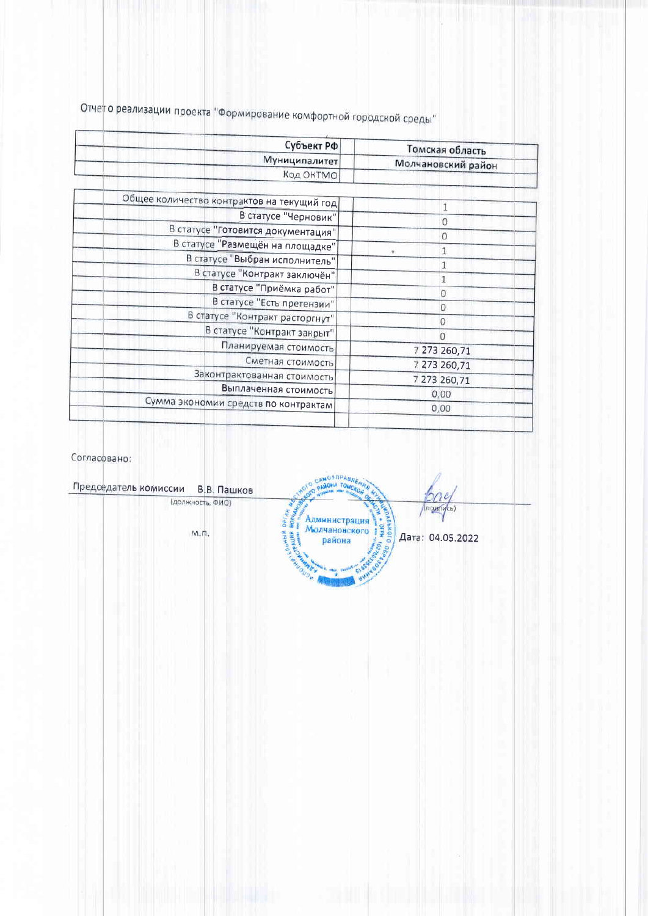Отчет о реализации проекта "Формирование комфортной городской среды"

| | |
|---|---|
| Субъект РФ | Томская область |
| Муниципалитет | Молчановский район |
| Код ОКТМО | |

| | |
|---|---|
| Общее количество контрактов на текущий год | 1 |
| В статусе "Черновик" | 0 |
| В статусе "Готовится документация" | 0 |
| В статусе "Размещён на площадке" | 1 |
| В статусе "Выбран исполнитель" | 1 |
| В статусе "Контракт заключён" | 1 |
| В статусе "Приёмка работ" | 0 |
| В статусе "Есть претензии" | 0 |
| В статусе "Контракт расторгнут" | 0 |
| В статусе "Контракт закрыт" | 0 |
| Планируемая стоимость | 7 273 260,71 |
| Сметная стоимость | 7 273 260,71 |
| Законтрактованная стоимость | 7 273 260,71 |
| Выплаченная стоимость | 0,00 |
| Сумма экономии средств по контрактам | 0,00 |
| | |

Согласовано:

Председатель комиссии В.В. Пашков (подпись)

(должность, ФИО)

м.п.

Дата: 04.05.2022